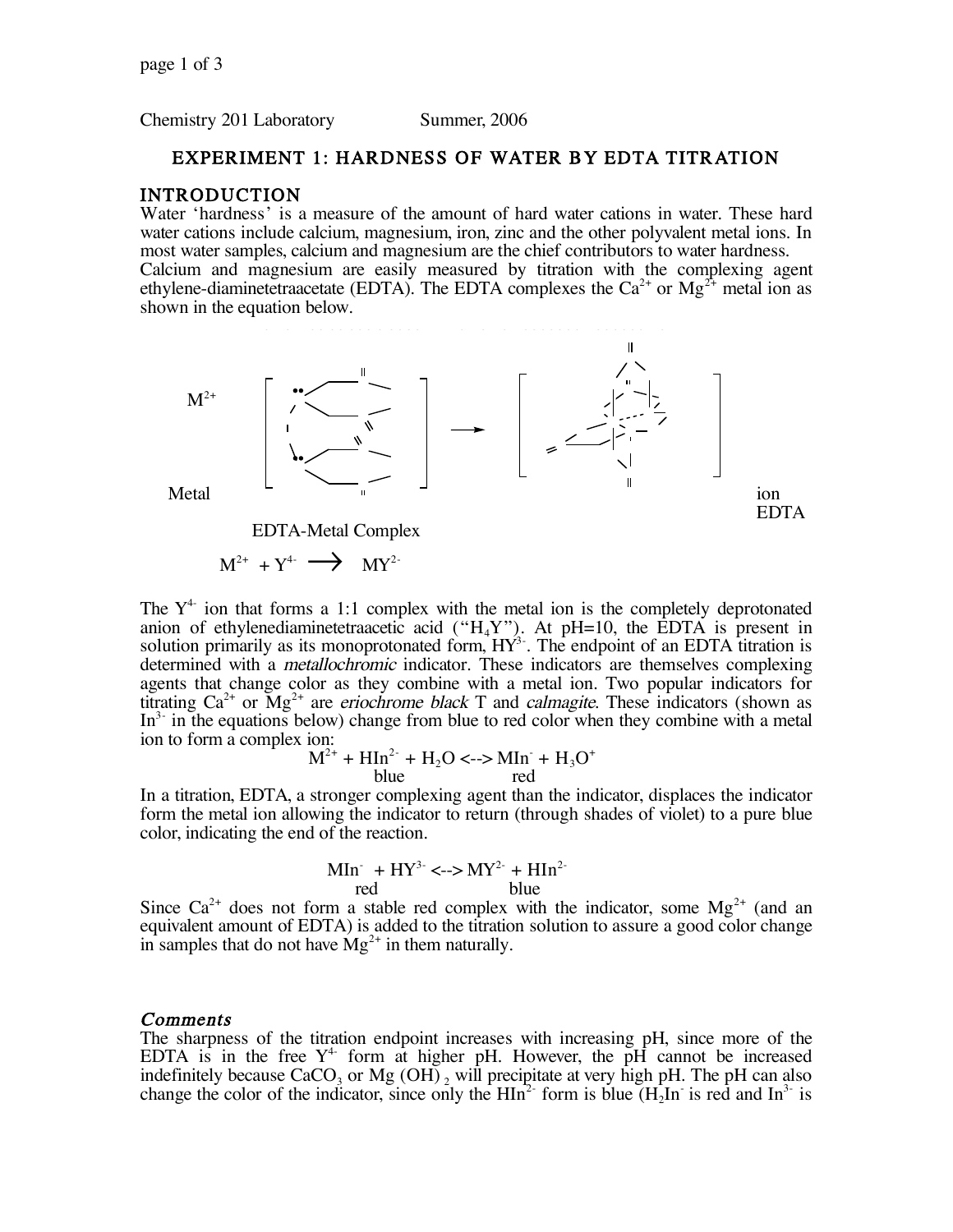Chemistry 201 Laboratory Summer, 2006

# EXPERIMENT 1: HARDNESS OF WATER BY EDTA TITRATION

## INTRODUCTION

Water 'hardness' is a measure of the amount of hard water cations in water. These hard water cations include calcium, magnesium, iron, zinc and the other polyvalent metal ions. In most water samples, calcium and magnesium are the chief contributors to water hardness. Calcium and magnesium are easily measured by titration with the complexing agent ethylene-diaminetetraacetate (EDTA). The EDTA complexes the $Ca^{2+}$ or $Mg^{2+}$ metal ion as shown in the equation below.

$M^{2+}$

Metal ion EDTA

EDTA-Metal Complex

$$M^{2+} + Y^{4-} \longrightarrow MY^{2-}$$

The $Y^{4-}$ ion that forms a 1:1 complex with the metal ion is the completely deprotonated anion of ethylenediaminetetraacetic acid ("$H_4Y$"). At pH=10, the EDTA is present in solution primarily as its monoprotonated form, $HY^{3-}$. The endpoint of an EDTA titration is determined with a *metallochromic* indicator. These indicators are themselves complexing agents that change color as they combine with a metal ion. Two popular indicators for titrating $Ca^{2+}$ or $Mg^{2+}$ are *eriochrome black* T and *calmagite*. These indicators (shown as $In^{3-}$ in the equations below) change from blue to red color when they combine with a metal ion to form a complex ion:

$$M^{2+} + \underset{\text{blue}}{HIn^{2-}} + H_2O \longleftrightarrow \underset{\text{red}}{MIn^{-}} + H_3O^{+}$$

In a titration, EDTA, a stronger complexing agent than the indicator, displaces the indicator form the metal ion allowing the indicator to return (through shades of violet) to a pure blue color, indicating the end of the reaction.

$$\underset{\text{red}}{MIn^{-}} + HY^{3-} \longleftrightarrow MY^{2-} + \underset{\text{blue}}{HIn^{2-}}$$

Since $Ca^{2+}$ does not form a stable red complex with the indicator, some $Mg^{2+}$ (and an equivalent amount of EDTA) is added to the titration solution to assure a good color change in samples that do not have $Mg^{2+}$ in them naturally.

### *Comments*

The sharpness of the titration endpoint increases with increasing pH, since more of the EDTA is in the free $Y^{4-}$ form at higher pH. However, the pH cannot be increased indefinitely because $CaCO_3$ or $Mg(OH)_2$ will precipitate at very high pH. The pH can also change the color of the indicator, since only the $HIn^{2-}$ form is blue ($H_2In^{-}$ is red and $In^{3-}$ is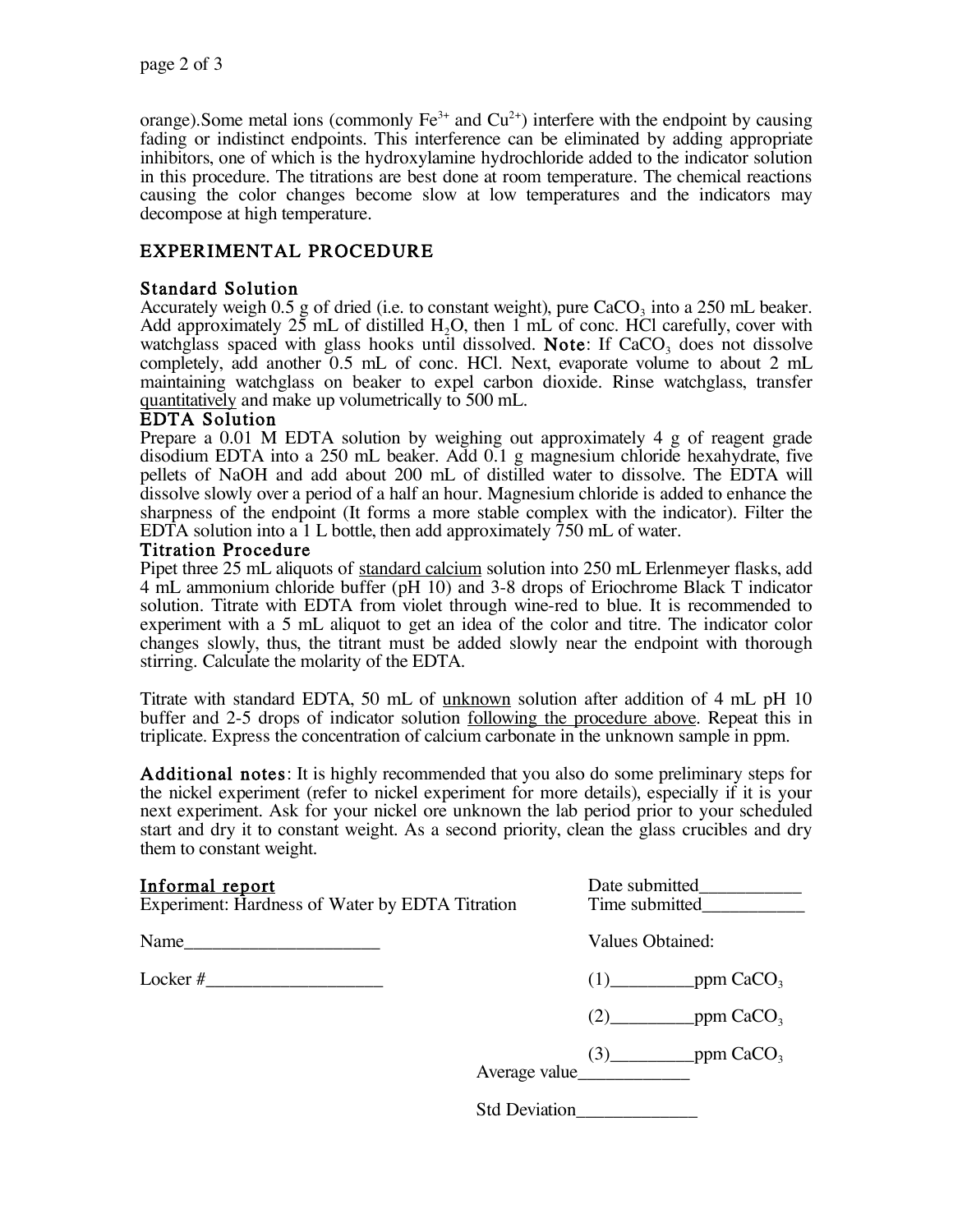orange).Some metal ions (commonly $Fe^{3+}$ and $Cu^{2+}$) interfere with the endpoint by causing fading or indistinct endpoints. This interference can be eliminated by adding appropriate inhibitors, one of which is the hydroxylamine hydrochloride added to the indicator solution in this procedure. The titrations are best done at room temperature. The chemical reactions causing the color changes become slow at low temperatures and the indicators may decompose at high temperature.

## EXPERIMENTAL PROCEDURE

### Standard Solution

Accurately weigh 0.5 g of dried (i.e. to constant weight), pure $CaCO_3$ into a 250 mL beaker. Add approximately 25 mL of distilled $H_2O$, then 1 mL of conc. HCl carefully, cover with watchglass spaced with glass hooks until dissolved. **Note**: If $CaCO_3$ does not dissolve completely, add another 0.5 mL of conc. HCl. Next, evaporate volume to about 2 mL maintaining watchglass on beaker to expel carbon dioxide. Rinse watchglass, transfer quantitatively and make up volumetrically to 500 mL.

### EDTA Solution

Prepare a 0.01 M EDTA solution by weighing out approximately 4 g of reagent grade disodium EDTA into a 250 mL beaker. Add 0.1 g magnesium chloride hexahydrate, five pellets of NaOH and add about 200 mL of distilled water to dissolve. The EDTA will dissolve slowly over a period of a half an hour. Magnesium chloride is added to enhance the sharpness of the endpoint (It forms a more stable complex with the indicator). Filter the EDTA solution into a 1 L bottle, then add approximately 750 mL of water.

### Titration Procedure

Pipet three 25 mL aliquots of standard calcium solution into 250 mL Erlenmeyer flasks, add 4 mL ammonium chloride buffer (pH 10) and 3-8 drops of Eriochrome Black T indicator solution. Titrate with EDTA from violet through wine-red to blue. It is recommended to experiment with a 5 mL aliquot to get an idea of the color and titre. The indicator color changes slowly, thus, the titrant must be added slowly near the endpoint with thorough stirring. Calculate the molarity of the EDTA.

Titrate with standard EDTA, 50 mL of unknown solution after addition of 4 mL pH 10 buffer and 2-5 drops of indicator solution following the procedure above. Repeat this in triplicate. Express the concentration of calcium carbonate in the unknown sample in ppm.

**Additional notes**: It is highly recommended that you also do some preliminary steps for the nickel experiment (refer to nickel experiment for more details), especially if it is your next experiment. Ask for your nickel ore unknown the lab period prior to your scheduled start and dry it to constant weight. As a second priority, clean the glass crucibles and dry them to constant weight.

### Informal report

Experiment: Hardness of Water by EDTA Titration

Date submitted___________

Time submitted___________

Name_____________________

Locker #___________________

Values Obtained:

(1)_________ppm $CaCO_3$

(2)_________ppm $CaCO_3$

(3)_________ppm $CaCO_3$

Average value____________

Std Deviation_____________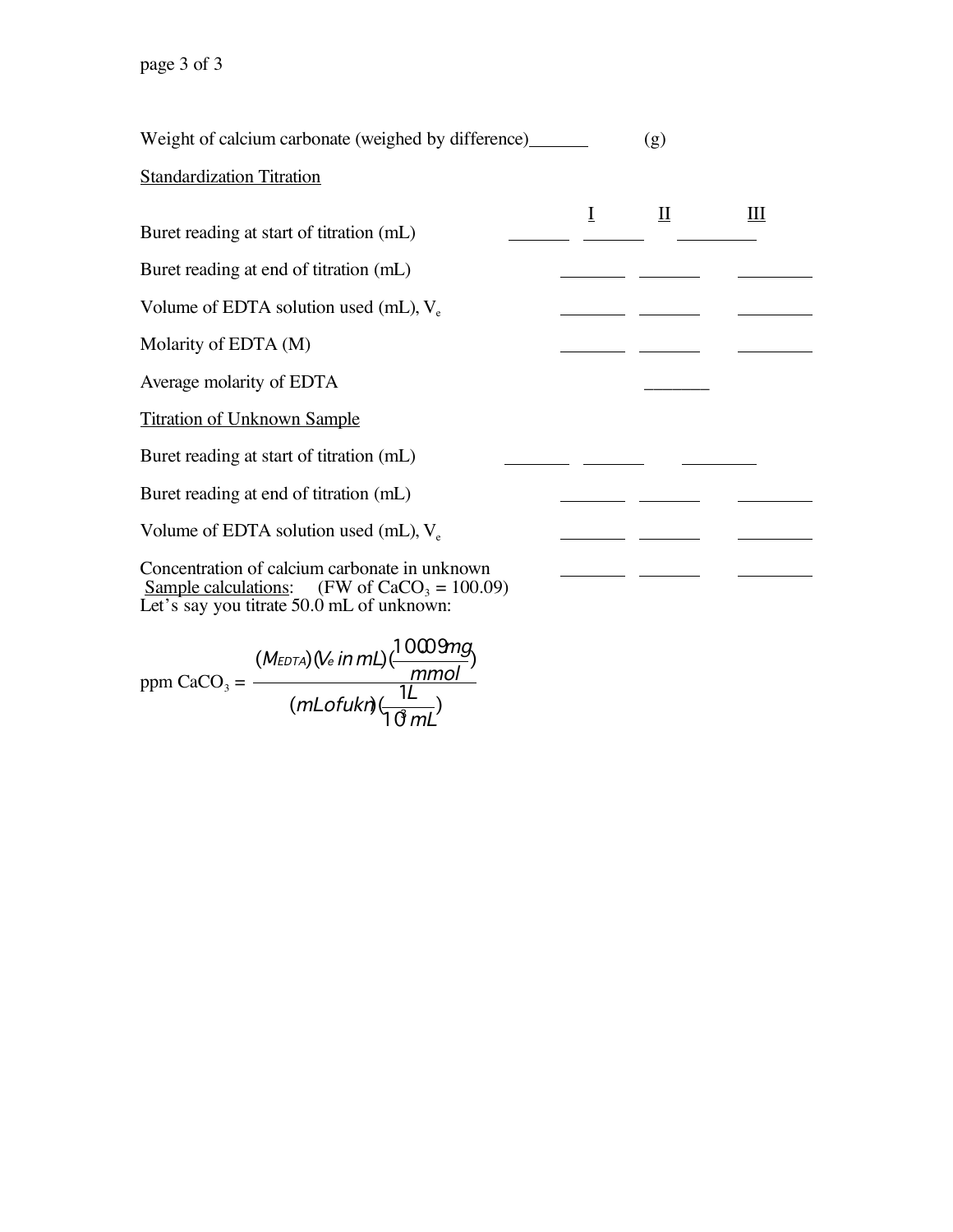Weight of calcium carbonate (weighed by difference)_______ (g)

Standardization Titration

| | I | II | III |
|---|---|---|---|
| Buret reading at start of titration (mL) | _______ | _______ | _______ |
| Buret reading at end of titration (mL) | _______ | _______ | _______ |
| Volume of EDTA solution used (mL), $V_e$ | _______ | _______ | _______ |
| Molarity of EDTA (M) | _______ | _______ | _______ |
| Average molarity of EDTA | | _______ | |

Titration of Unknown Sample

| | I | II | III |
|---|---|---|---|
| Buret reading at start of titration (mL) | _______ | _______ | _______ |
| Buret reading at end of titration (mL) | _______ | _______ | _______ |
| Volume of EDTA solution used (mL), $V_e$ | _______ | _______ | _______ |
| Concentration of calcium carbonate in unknown | _______ | _______ | _______ |

Sample calculations: (FW of $CaCO_3$ = 100.09)
Let's say you titrate 50.0 mL of unknown:

$$\text{ppm } CaCO_3 = \frac{(M_{EDTA})(V_e \text{ in } mL)\left(\frac{100.09\,mg}{mmol}\right)}{(mL\,of\,unkn)\left(\frac{1L}{10^3\,mL}\right)}$$